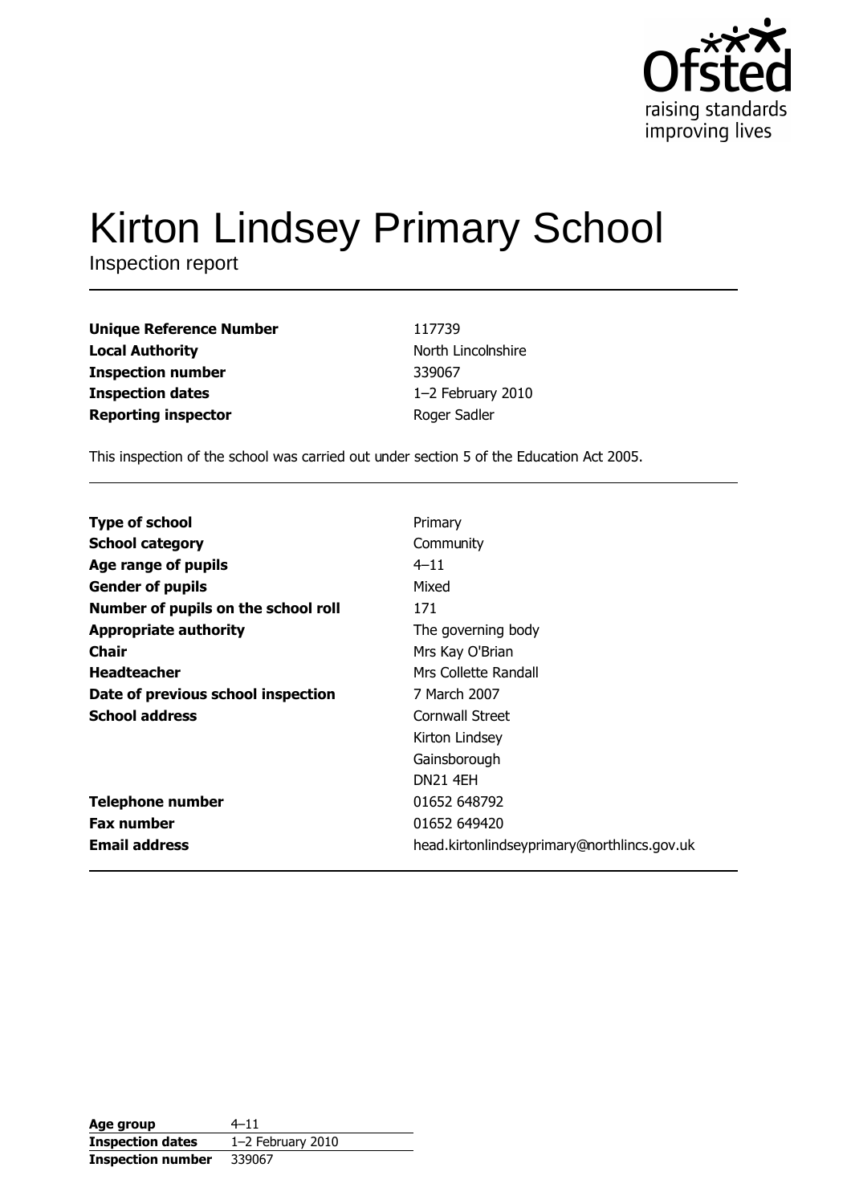# Kirton Lindsey Primary School

Inspection report

| | |
|---|---|
| **Unique Reference Number** | 117739 |
| **Local Authority** | North Lincolnshire |
| **Inspection number** | 339067 |
| **Inspection dates** | 1–2 February 2010 |
| **Reporting inspector** | Roger Sadler |

This inspection of the school was carried out under section 5 of the Education Act 2005.

| | |
|---|---|
| **Type of school** | Primary |
| **School category** | Community |
| **Age range of pupils** | 4–11 |
| **Gender of pupils** | Mixed |
| **Number of pupils on the school roll** | 171 |
| **Appropriate authority** | The governing body |
| **Chair** | Mrs Kay O'Brian |
| **Headteacher** | Mrs Collette Randall |
| **Date of previous school inspection** | 7 March 2007 |
| **School address** | Cornwall Street<br>Kirton Lindsey<br>Gainsborough<br>DN21 4EH |
| **Telephone number** | 01652 648792 |
| **Fax number** | 01652 649420 |
| **Email address** | head.kirtonlindseyprimary@northlincs.gov.uk |

| | |
|---|---|
| **Age group** | 4–11 |
| **Inspection dates** | 1–2 February 2010 |
| **Inspection number** | 339067 |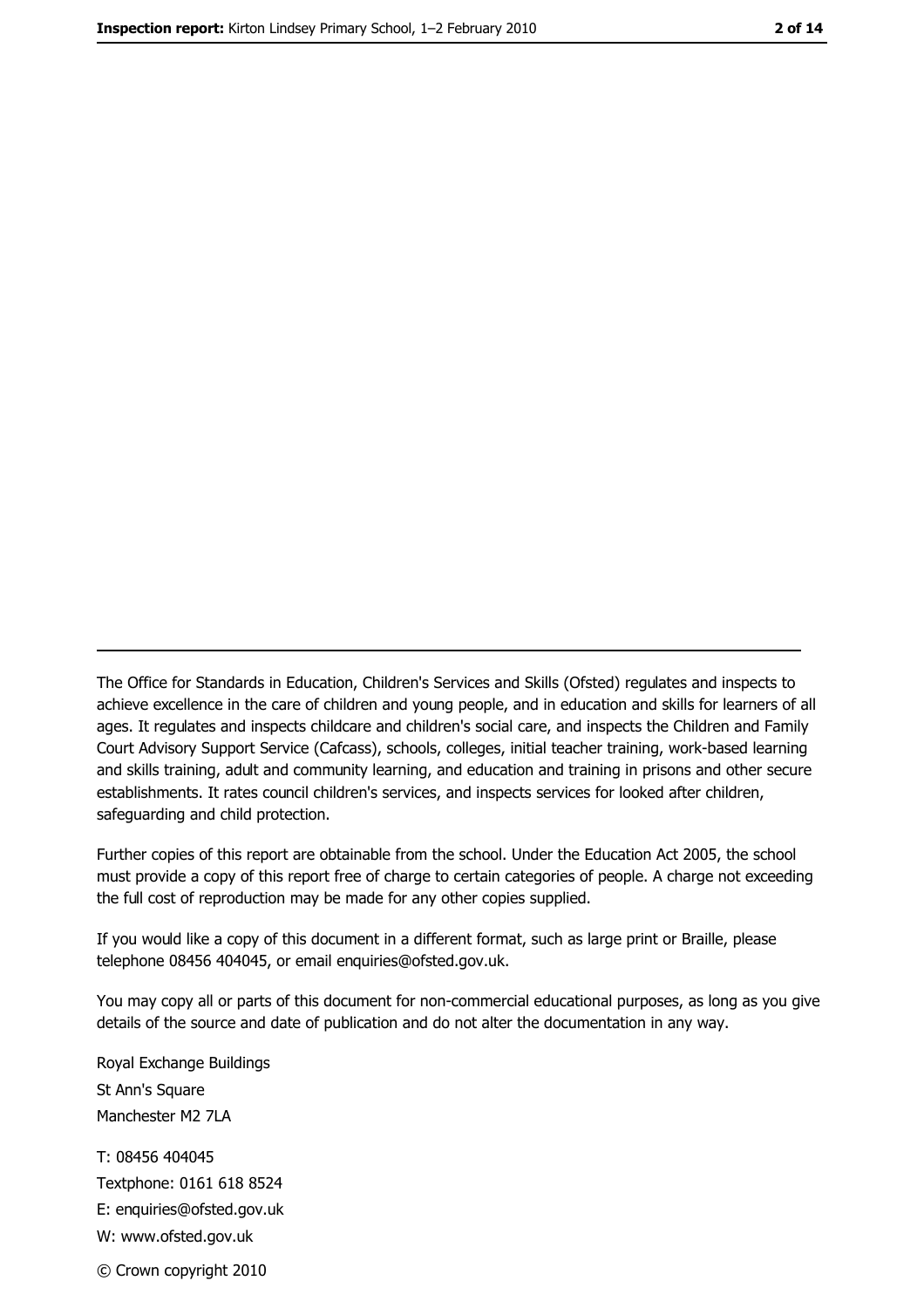The Office for Standards in Education, Children's Services and Skills (Ofsted) regulates and inspects to achieve excellence in the care of children and young people, and in education and skills for learners of all ages. It regulates and inspects childcare and children's social care, and inspects the Children and Family Court Advisory Support Service (Cafcass), schools, colleges, initial teacher training, work-based learning and skills training, adult and community learning, and education and training in prisons and other secure establishments. It rates council children's services, and inspects services for looked after children, safeguarding and child protection.

Further copies of this report are obtainable from the school. Under the Education Act 2005, the school must provide a copy of this report free of charge to certain categories of people. A charge not exceeding the full cost of reproduction may be made for any other copies supplied.

If you would like a copy of this document in a different format, such as large print or Braille, please telephone 08456 404045, or email enquiries@ofsted.gov.uk.

You may copy all or parts of this document for non-commercial educational purposes, as long as you give details of the source and date of publication and do not alter the documentation in any way.

Royal Exchange Buildings
St Ann's Square
Manchester M2 7LA

T: 08456 404045
Textphone: 0161 618 8524
E: enquiries@ofsted.gov.uk
W: www.ofsted.gov.uk

© Crown copyright 2010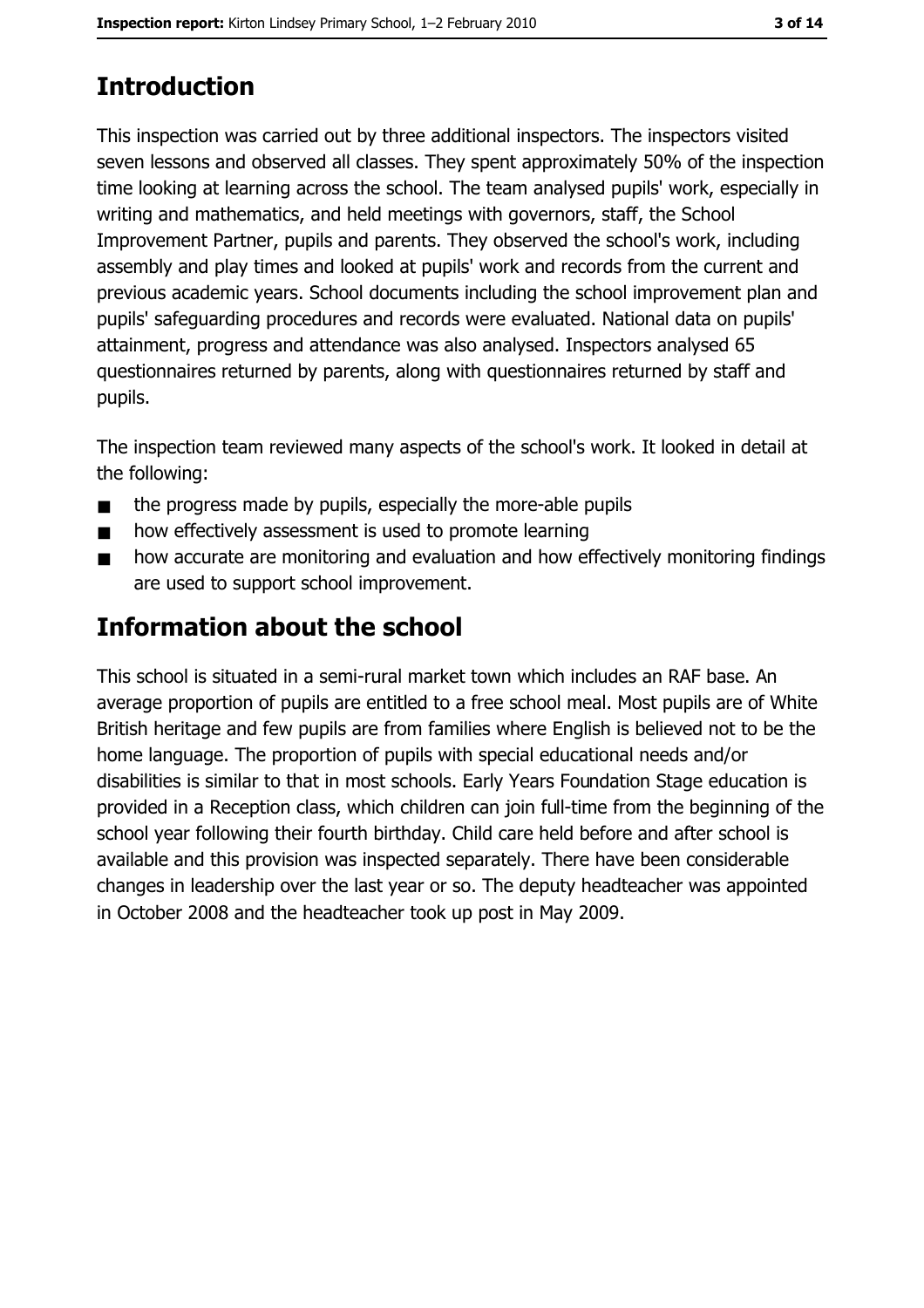# Introduction

This inspection was carried out by three additional inspectors. The inspectors visited seven lessons and observed all classes. They spent approximately 50% of the inspection time looking at learning across the school. The team analysed pupils' work, especially in writing and mathematics, and held meetings with governors, staff, the School Improvement Partner, pupils and parents. They observed the school's work, including assembly and play times and looked at pupils' work and records from the current and previous academic years. School documents including the school improvement plan and pupils' safeguarding procedures and records were evaluated. National data on pupils' attainment, progress and attendance was also analysed. Inspectors analysed 65 questionnaires returned by parents, along with questionnaires returned by staff and pupils.

The inspection team reviewed many aspects of the school's work. It looked in detail at the following:

- the progress made by pupils, especially the more-able pupils
- how effectively assessment is used to promote learning
- how accurate are monitoring and evaluation and how effectively monitoring findings are used to support school improvement.

# Information about the school

This school is situated in a semi-rural market town which includes an RAF base. An average proportion of pupils are entitled to a free school meal. Most pupils are of White British heritage and few pupils are from families where English is believed not to be the home language. The proportion of pupils with special educational needs and/or disabilities is similar to that in most schools. Early Years Foundation Stage education is provided in a Reception class, which children can join full-time from the beginning of the school year following their fourth birthday. Child care held before and after school is available and this provision was inspected separately. There have been considerable changes in leadership over the last year or so. The deputy headteacher was appointed in October 2008 and the headteacher took up post in May 2009.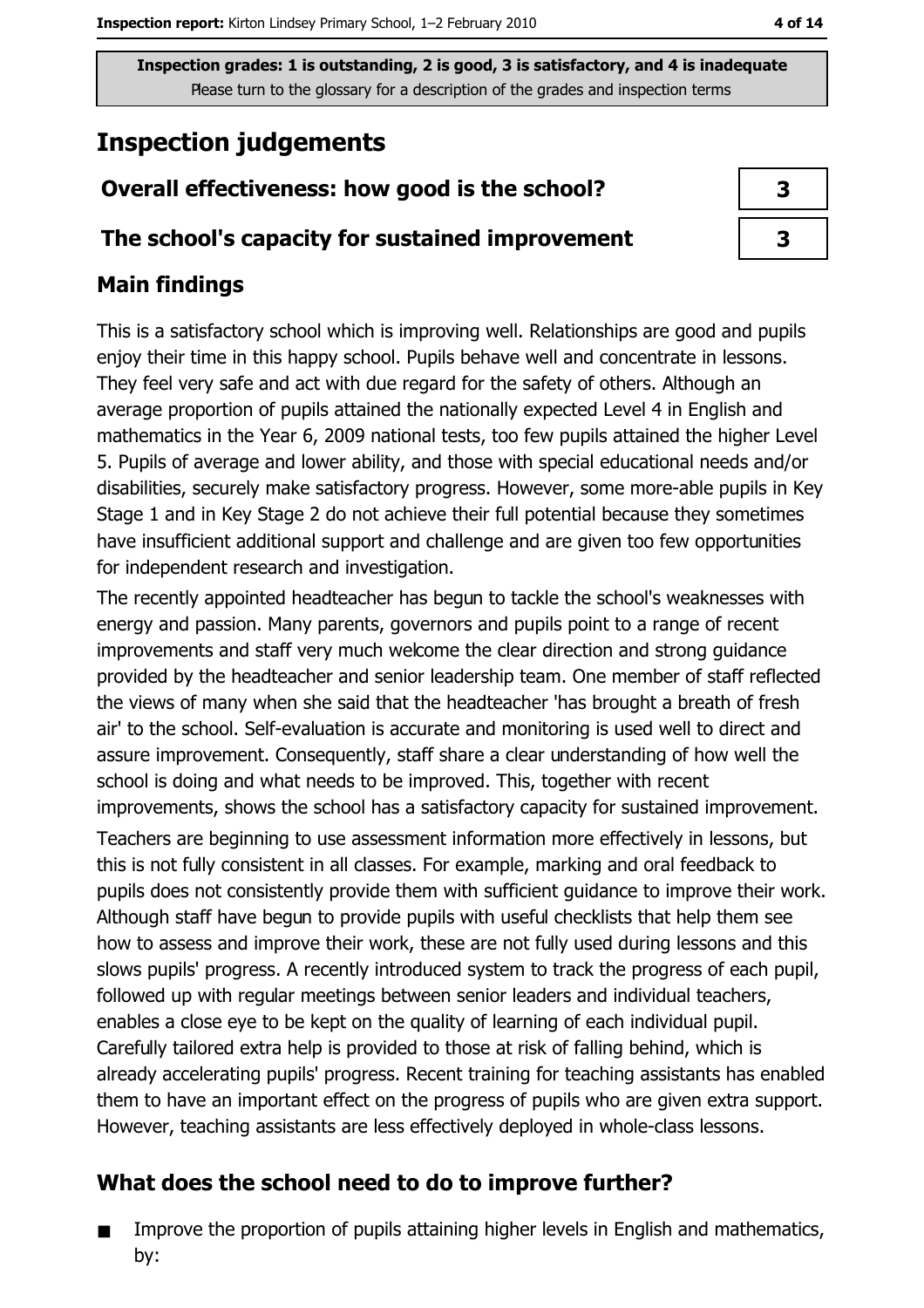**Inspection grades: 1 is outstanding, 2 is good, 3 is satisfactory, and 4 is inadequate**
Please turn to the glossary for a description of the grades and inspection terms

# Inspection judgements

| | |
|---|---|
| **Overall effectiveness: how good is the school?** | **3** |
| **The school's capacity for sustained improvement** | **3** |

## Main findings

This is a satisfactory school which is improving well. Relationships are good and pupils enjoy their time in this happy school. Pupils behave well and concentrate in lessons. They feel very safe and act with due regard for the safety of others. Although an average proportion of pupils attained the nationally expected Level 4 in English and mathematics in the Year 6, 2009 national tests, too few pupils attained the higher Level 5. Pupils of average and lower ability, and those with special educational needs and/or disabilities, securely make satisfactory progress. However, some more-able pupils in Key Stage 1 and in Key Stage 2 do not achieve their full potential because they sometimes have insufficient additional support and challenge and are given too few opportunities for independent research and investigation.

The recently appointed headteacher has begun to tackle the school's weaknesses with energy and passion. Many parents, governors and pupils point to a range of recent improvements and staff very much welcome the clear direction and strong guidance provided by the headteacher and senior leadership team. One member of staff reflected the views of many when she said that the headteacher 'has brought a breath of fresh air' to the school. Self-evaluation is accurate and monitoring is used well to direct and assure improvement. Consequently, staff share a clear understanding of how well the school is doing and what needs to be improved. This, together with recent improvements, shows the school has a satisfactory capacity for sustained improvement.

Teachers are beginning to use assessment information more effectively in lessons, but this is not fully consistent in all classes. For example, marking and oral feedback to pupils does not consistently provide them with sufficient guidance to improve their work. Although staff have begun to provide pupils with useful checklists that help them see how to assess and improve their work, these are not fully used during lessons and this slows pupils' progress. A recently introduced system to track the progress of each pupil, followed up with regular meetings between senior leaders and individual teachers, enables a close eye to be kept on the quality of learning of each individual pupil. Carefully tailored extra help is provided to those at risk of falling behind, which is already accelerating pupils' progress. Recent training for teaching assistants has enabled them to have an important effect on the progress of pupils who are given extra support. However, teaching assistants are less effectively deployed in whole-class lessons.

## What does the school need to do to improve further?

- Improve the proportion of pupils attaining higher levels in English and mathematics, by: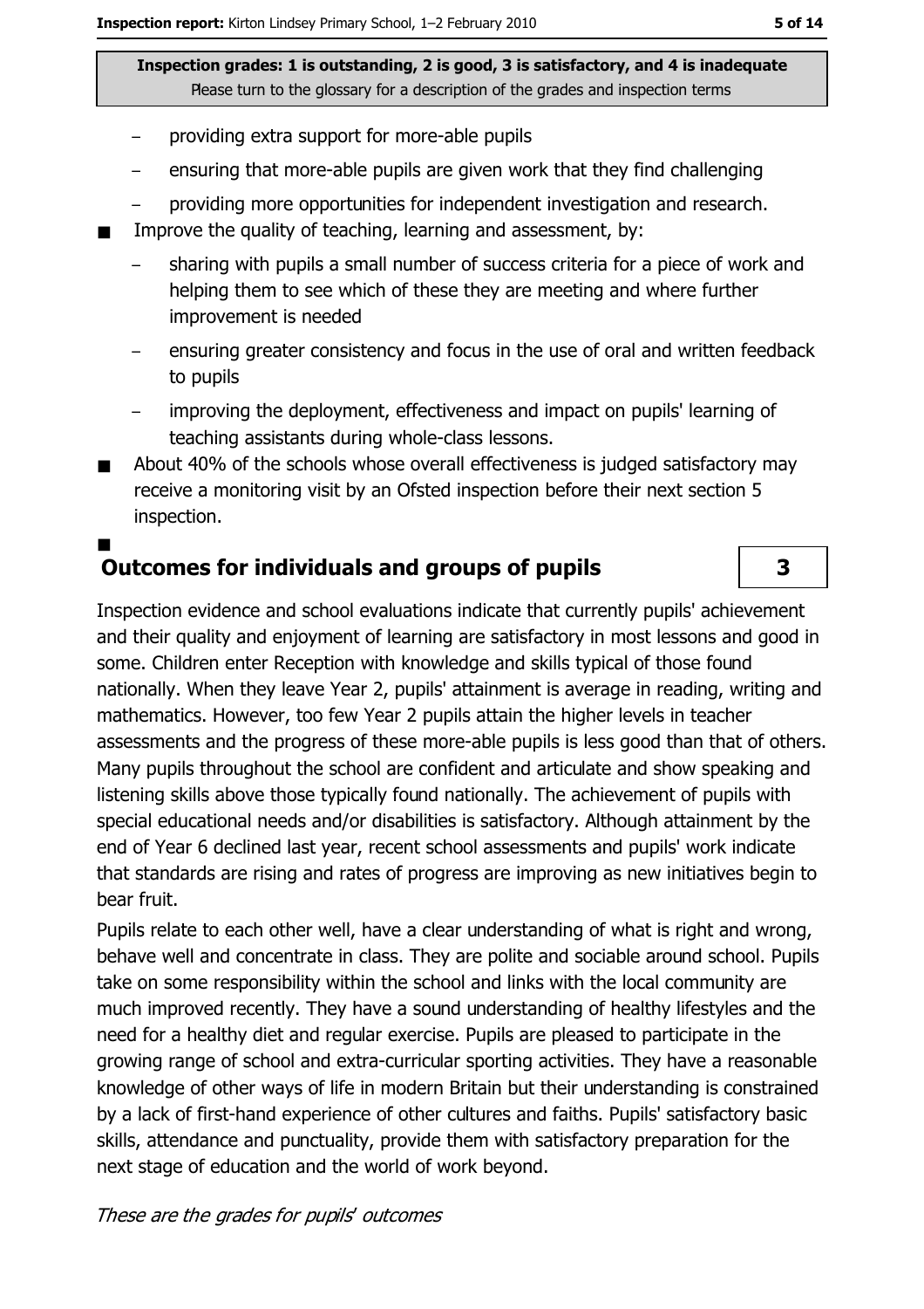Inspection grades: 1 is outstanding, 2 is good, 3 is satisfactory, and 4 is inadequate
Please turn to the glossary for a description of the grades and inspection terms

   - providing extra support for more-able pupils
   - ensuring that more-able pupils are given work that they find challenging
   - providing more opportunities for independent investigation and research.
- Improve the quality of teaching, learning and assessment, by:
   - sharing with pupils a small number of success criteria for a piece of work and helping them to see which of these they are meeting and where further improvement is needed
   - ensuring greater consistency and focus in the use of oral and written feedback to pupils
   - improving the deployment, effectiveness and impact on pupils' learning of teaching assistants during whole-class lessons.
- About 40% of the schools whose overall effectiveness is judged satisfactory may receive a monitoring visit by an Ofsted inspection before their next section 5 inspection.

## Outcomes for individuals and groups of pupils — 3

Inspection evidence and school evaluations indicate that currently pupils' achievement and their quality and enjoyment of learning are satisfactory in most lessons and good in some. Children enter Reception with knowledge and skills typical of those found nationally. When they leave Year 2, pupils' attainment is average in reading, writing and mathematics. However, too few Year 2 pupils attain the higher levels in teacher assessments and the progress of these more-able pupils is less good than that of others. Many pupils throughout the school are confident and articulate and show speaking and listening skills above those typically found nationally. The achievement of pupils with special educational needs and/or disabilities is satisfactory. Although attainment by the end of Year 6 declined last year, recent school assessments and pupils' work indicate that standards are rising and rates of progress are improving as new initiatives begin to bear fruit.

Pupils relate to each other well, have a clear understanding of what is right and wrong, behave well and concentrate in class. They are polite and sociable around school. Pupils take on some responsibility within the school and links with the local community are much improved recently. They have a sound understanding of healthy lifestyles and the need for a healthy diet and regular exercise. Pupils are pleased to participate in the growing range of school and extra-curricular sporting activities. They have a reasonable knowledge of other ways of life in modern Britain but their understanding is constrained by a lack of first-hand experience of other cultures and faiths. Pupils' satisfactory basic skills, attendance and punctuality, provide them with satisfactory preparation for the next stage of education and the world of work beyond.

*These are the grades for pupils' outcomes*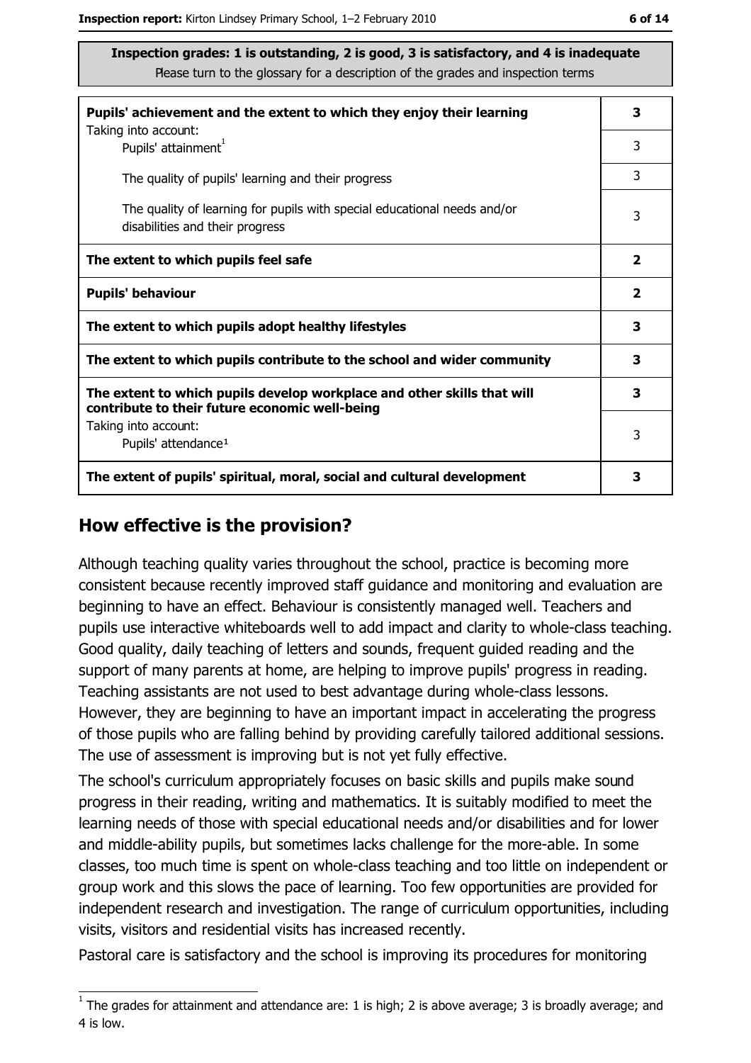**Inspection grades: 1 is outstanding, 2 is good, 3 is satisfactory, and 4 is inadequate**
Please turn to the glossary for a description of the grades and inspection terms

| | |
|---|---|
| **Pupils' achievement and the extent to which they enjoy their learning** | **3** |
| Taking into account: Pupils' attainment[1] | 3 |
| The quality of pupils' learning and their progress | 3 |
| The quality of learning for pupils with special educational needs and/or disabilities and their progress | 3 |
| **The extent to which pupils feel safe** | **2** |
| **Pupils' behaviour** | **2** |
| **The extent to which pupils adopt healthy lifestyles** | **3** |
| **The extent to which pupils contribute to the school and wider community** | **3** |
| **The extent to which pupils develop workplace and other skills that will contribute to their future economic well-being** | **3** |
| Taking into account: Pupils' attendance[1] | 3 |
| **The extent of pupils' spiritual, moral, social and cultural development** | **3** |

## How effective is the provision?

Although teaching quality varies throughout the school, practice is becoming more consistent because recently improved staff guidance and monitoring and evaluation are beginning to have an effect. Behaviour is consistently managed well. Teachers and pupils use interactive whiteboards well to add impact and clarity to whole-class teaching. Good quality, daily teaching of letters and sounds, frequent guided reading and the support of many parents at home, are helping to improve pupils' progress in reading. Teaching assistants are not used to best advantage during whole-class lessons. However, they are beginning to have an important impact in accelerating the progress of those pupils who are falling behind by providing carefully tailored additional sessions. The use of assessment is improving but is not yet fully effective.

The school's curriculum appropriately focuses on basic skills and pupils make sound progress in their reading, writing and mathematics. It is suitably modified to meet the learning needs of those with special educational needs and/or disabilities and for lower and middle-ability pupils, but sometimes lacks challenge for the more-able. In some classes, too much time is spent on whole-class teaching and too little on independent or group work and this slows the pace of learning. Too few opportunities are provided for independent research and investigation. The range of curriculum opportunities, including visits, visitors and residential visits has increased recently.

Pastoral care is satisfactory and the school is improving its procedures for monitoring

[1] The grades for attainment and attendance are: 1 is high; 2 is above average; 3 is broadly average; and 4 is low.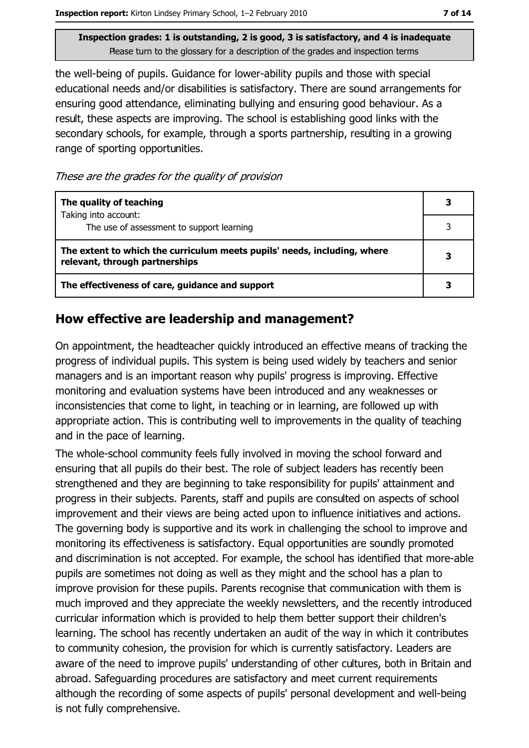the well-being of pupils. Guidance for lower-ability pupils and those with special educational needs and/or disabilities is satisfactory. There are sound arrangements for ensuring good attendance, eliminating bullying and ensuring good behaviour. As a result, these aspects are improving. The school is establishing good links with the secondary schools, for example, through a sports partnership, resulting in a growing range of sporting opportunities.

*These are the grades for the quality of provision*

| | |
|---|---|
| **The quality of teaching** | **3** |
| Taking into account: The use of assessment to support learning | 3 |
| **The extent to which the curriculum meets pupils' needs, including, where relevant, through partnerships** | **3** |
| **The effectiveness of care, guidance and support** | **3** |

## How effective are leadership and management?

On appointment, the headteacher quickly introduced an effective means of tracking the progress of individual pupils. This system is being used widely by teachers and senior managers and is an important reason why pupils' progress is improving. Effective monitoring and evaluation systems have been introduced and any weaknesses or inconsistencies that come to light, in teaching or in learning, are followed up with appropriate action. This is contributing well to improvements in the quality of teaching and in the pace of learning.

The whole-school community feels fully involved in moving the school forward and ensuring that all pupils do their best. The role of subject leaders has recently been strengthened and they are beginning to take responsibility for pupils' attainment and progress in their subjects. Parents, staff and pupils are consulted on aspects of school improvement and their views are being acted upon to influence initiatives and actions. The governing body is supportive and its work in challenging the school to improve and monitoring its effectiveness is satisfactory. Equal opportunities are soundly promoted and discrimination is not accepted. For example, the school has identified that more-able pupils are sometimes not doing as well as they might and the school has a plan to improve provision for these pupils. Parents recognise that communication with them is much improved and they appreciate the weekly newsletters, and the recently introduced curricular information which is provided to help them better support their children's learning. The school has recently undertaken an audit of the way in which it contributes to community cohesion, the provision for which is currently satisfactory. Leaders are aware of the need to improve pupils' understanding of other cultures, both in Britain and abroad. Safeguarding procedures are satisfactory and meet current requirements although the recording of some aspects of pupils' personal development and well-being is not fully comprehensive.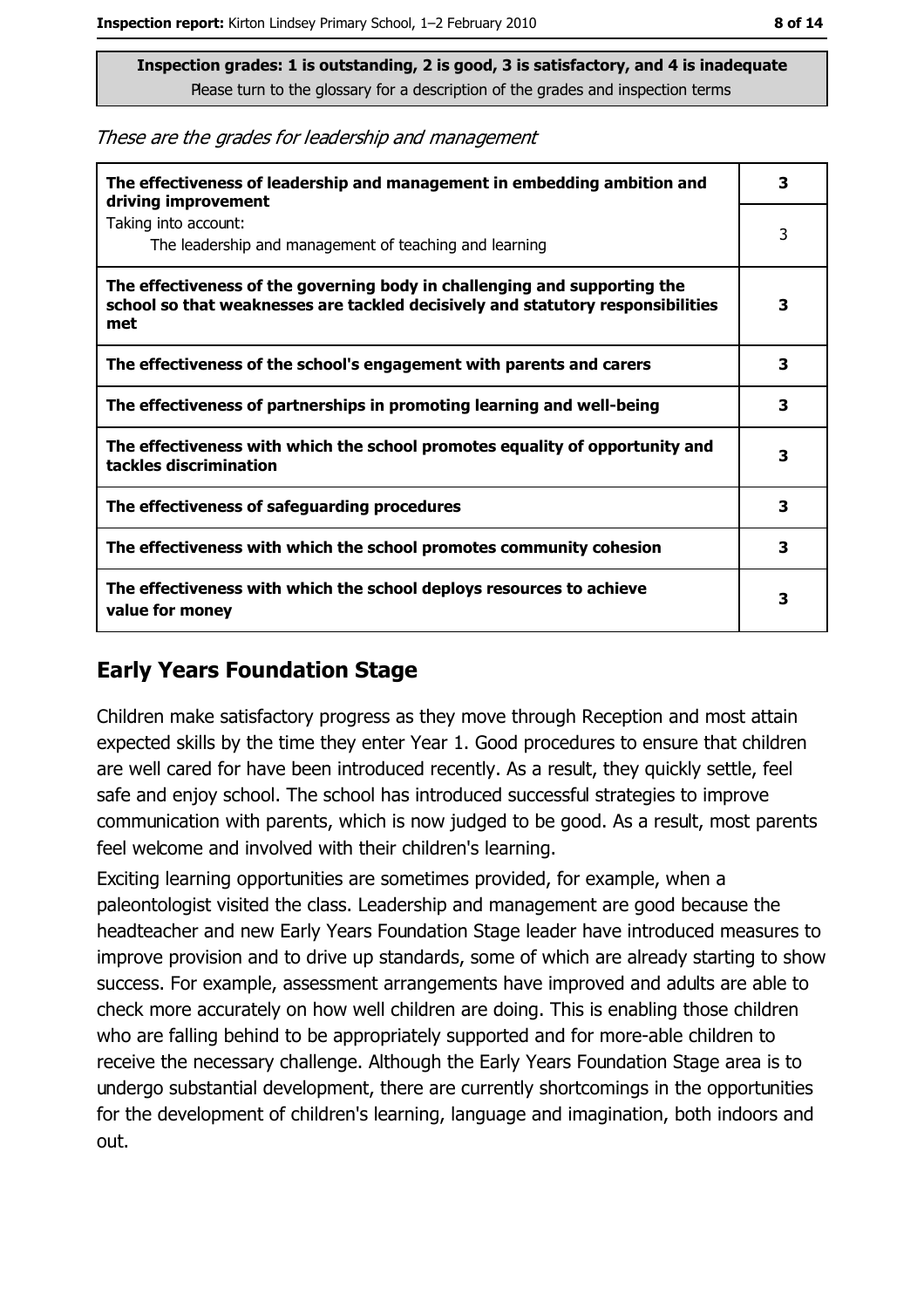**Inspection grades: 1 is outstanding, 2 is good, 3 is satisfactory, and 4 is inadequate**
Please turn to the glossary for a description of the grades and inspection terms

*These are the grades for leadership and management*

| | |
|---|---|
| **The effectiveness of leadership and management in embedding ambition and driving improvement** | **3** |
| Taking into account:<br>The leadership and management of teaching and learning | 3 |
| **The effectiveness of the governing body in challenging and supporting the school so that weaknesses are tackled decisively and statutory responsibilities met** | **3** |
| **The effectiveness of the school's engagement with parents and carers** | **3** |
| **The effectiveness of partnerships in promoting learning and well-being** | **3** |
| **The effectiveness with which the school promotes equality of opportunity and tackles discrimination** | **3** |
| **The effectiveness of safeguarding procedures** | **3** |
| **The effectiveness with which the school promotes community cohesion** | **3** |
| **The effectiveness with which the school deploys resources to achieve value for money** | **3** |

## Early Years Foundation Stage

Children make satisfactory progress as they move through Reception and most attain expected skills by the time they enter Year 1. Good procedures to ensure that children are well cared for have been introduced recently. As a result, they quickly settle, feel safe and enjoy school. The school has introduced successful strategies to improve communication with parents, which is now judged to be good. As a result, most parents feel welcome and involved with their children's learning.

Exciting learning opportunities are sometimes provided, for example, when a paleontologist visited the class. Leadership and management are good because the headteacher and new Early Years Foundation Stage leader have introduced measures to improve provision and to drive up standards, some of which are already starting to show success. For example, assessment arrangements have improved and adults are able to check more accurately on how well children are doing. This is enabling those children who are falling behind to be appropriately supported and for more-able children to receive the necessary challenge. Although the Early Years Foundation Stage area is to undergo substantial development, there are currently shortcomings in the opportunities for the development of children's learning, language and imagination, both indoors and out.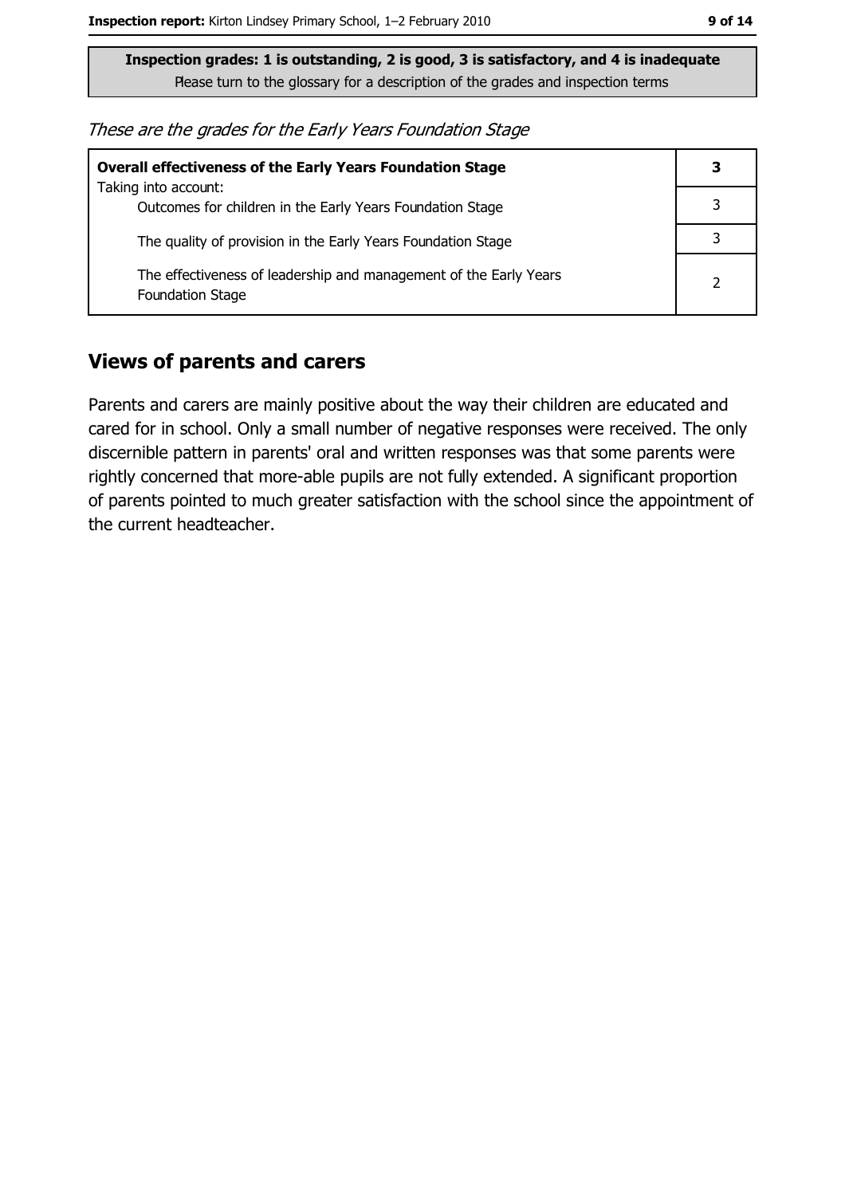**Inspection grades: 1 is outstanding, 2 is good, 3 is satisfactory, and 4 is inadequate**
Please turn to the glossary for a description of the grades and inspection terms

*These are the grades for the Early Years Foundation Stage*

| **Overall effectiveness of the Early Years Foundation Stage** Taking into account: | **3** |
|---|---|
| Outcomes for children in the Early Years Foundation Stage | 3 |
| The quality of provision in the Early Years Foundation Stage | 3 |
| The effectiveness of leadership and management of the Early Years Foundation Stage | 2 |

## Views of parents and carers

Parents and carers are mainly positive about the way their children are educated and cared for in school. Only a small number of negative responses were received. The only discernible pattern in parents' oral and written responses was that some parents were rightly concerned that more-able pupils are not fully extended. A significant proportion of parents pointed to much greater satisfaction with the school since the appointment of the current headteacher.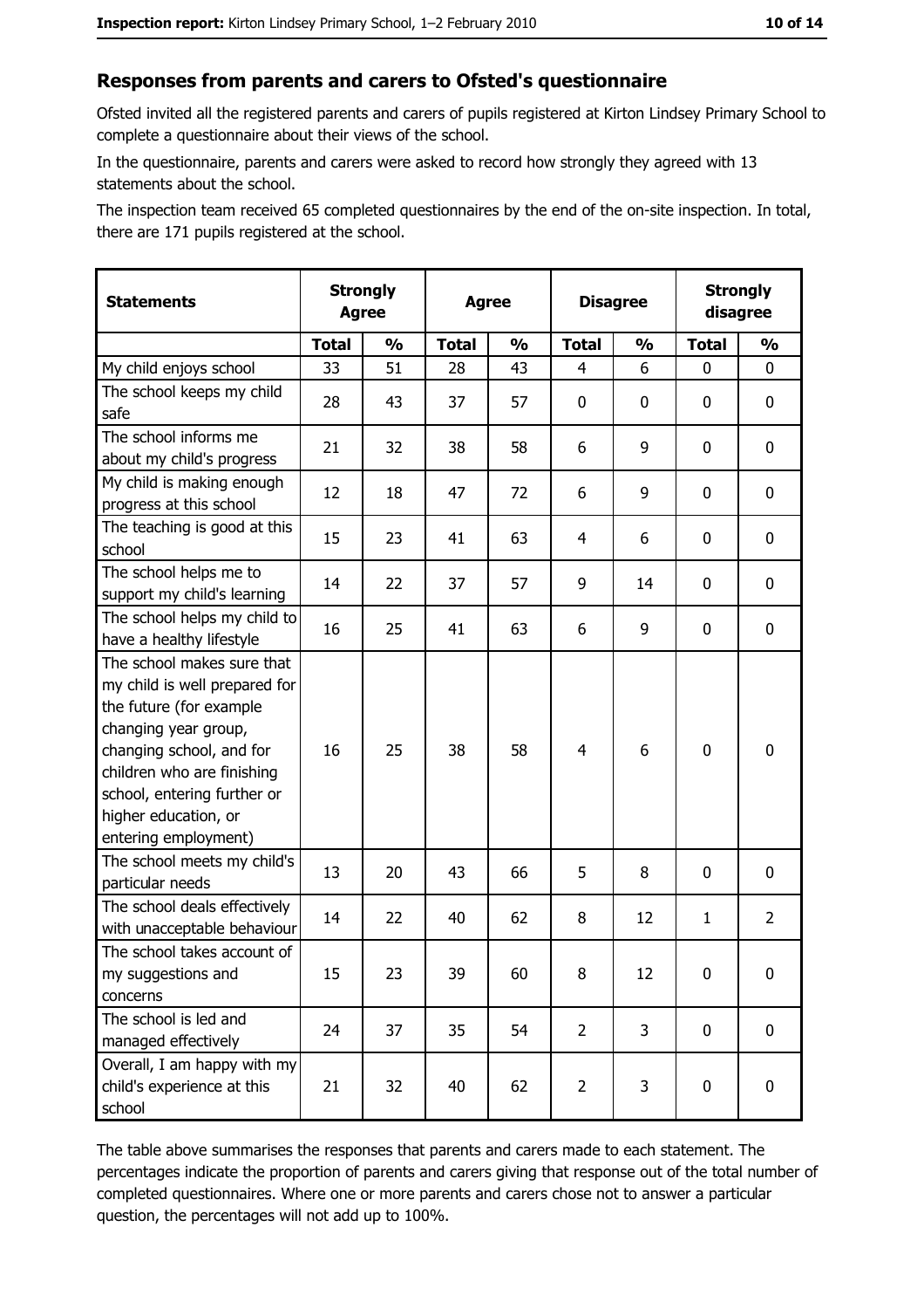## Responses from parents and carers to Ofsted's questionnaire

Ofsted invited all the registered parents and carers of pupils registered at Kirton Lindsey Primary School to complete a questionnaire about their views of the school.

In the questionnaire, parents and carers were asked to record how strongly they agreed with 13 statements about the school.

The inspection team received 65 completed questionnaires by the end of the on-site inspection. In total, there are 171 pupils registered at the school.

| Statements | Strongly Agree | | Agree | | Disagree | | Strongly disagree | |
|---|---|---|---|---|---|---|---|---|
| | Total | % | Total | % | Total | % | Total | % |
| My child enjoys school | 33 | 51 | 28 | 43 | 4 | 6 | 0 | 0 |
| The school keeps my child safe | 28 | 43 | 37 | 57 | 0 | 0 | 0 | 0 |
| The school informs me about my child's progress | 21 | 32 | 38 | 58 | 6 | 9 | 0 | 0 |
| My child is making enough progress at this school | 12 | 18 | 47 | 72 | 6 | 9 | 0 | 0 |
| The teaching is good at this school | 15 | 23 | 41 | 63 | 4 | 6 | 0 | 0 |
| The school helps me to support my child's learning | 14 | 22 | 37 | 57 | 9 | 14 | 0 | 0 |
| The school helps my child to have a healthy lifestyle | 16 | 25 | 41 | 63 | 6 | 9 | 0 | 0 |
| The school makes sure that my child is well prepared for the future (for example changing year group, changing school, and for children who are finishing school, entering further or higher education, or entering employment) | 16 | 25 | 38 | 58 | 4 | 6 | 0 | 0 |
| The school meets my child's particular needs | 13 | 20 | 43 | 66 | 5 | 8 | 0 | 0 |
| The school deals effectively with unacceptable behaviour | 14 | 22 | 40 | 62 | 8 | 12 | 1 | 2 |
| The school takes account of my suggestions and concerns | 15 | 23 | 39 | 60 | 8 | 12 | 0 | 0 |
| The school is led and managed effectively | 24 | 37 | 35 | 54 | 2 | 3 | 0 | 0 |
| Overall, I am happy with my child's experience at this school | 21 | 32 | 40 | 62 | 2 | 3 | 0 | 0 |

The table above summarises the responses that parents and carers made to each statement. The percentages indicate the proportion of parents and carers giving that response out of the total number of completed questionnaires. Where one or more parents and carers chose not to answer a particular question, the percentages will not add up to 100%.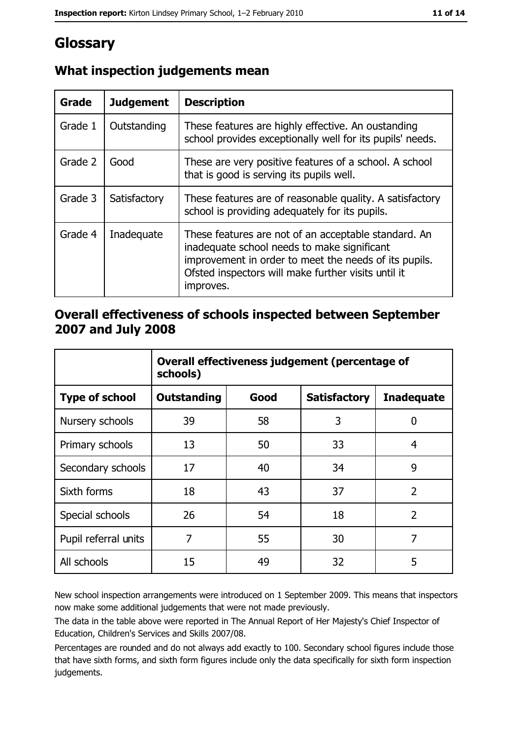# Glossary

## What inspection judgements mean

| Grade | Judgement | Description |
|---|---|---|
| Grade 1 | Outstanding | These features are highly effective. An oustanding school provides exceptionally well for its pupils' needs. |
| Grade 2 | Good | These are very positive features of a school. A school that is good is serving its pupils well. |
| Grade 3 | Satisfactory | These features are of reasonable quality. A satisfactory school is providing adequately for its pupils. |
| Grade 4 | Inadequate | These features are not of an acceptable standard. An inadequate school needs to make significant improvement in order to meet the needs of its pupils. Ofsted inspectors will make further visits until it improves. |

## Overall effectiveness of schools inspected between September 2007 and July 2008

| | Overall effectiveness judgement (percentage of schools) | | | |
|---|---|---|---|---|
| **Type of school** | **Outstanding** | **Good** | **Satisfactory** | **Inadequate** |
| Nursery schools | 39 | 58 | 3 | 0 |
| Primary schools | 13 | 50 | 33 | 4 |
| Secondary schools | 17 | 40 | 34 | 9 |
| Sixth forms | 18 | 43 | 37 | 2 |
| Special schools | 26 | 54 | 18 | 2 |
| Pupil referral units | 7 | 55 | 30 | 7 |
| All schools | 15 | 49 | 32 | 5 |

New school inspection arrangements were introduced on 1 September 2009. This means that inspectors now make some additional judgements that were not made previously.

The data in the table above were reported in The Annual Report of Her Majesty's Chief Inspector of Education, Children's Services and Skills 2007/08.

Percentages are rounded and do not always add exactly to 100. Secondary school figures include those that have sixth forms, and sixth form figures include only the data specifically for sixth form inspection judgements.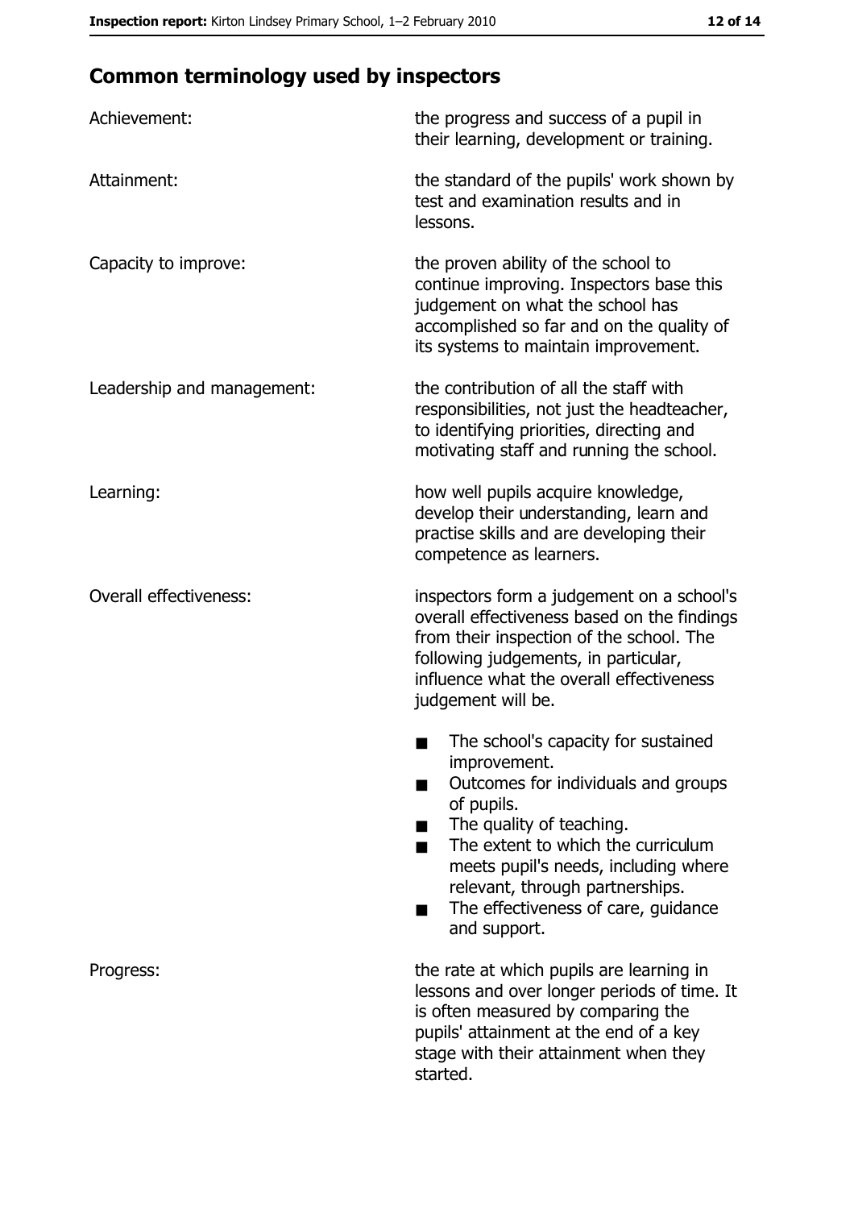## Common terminology used by inspectors

| | |
|---|---|
| Achievement: | the progress and success of a pupil in their learning, development or training. |
| Attainment: | the standard of the pupils' work shown by test and examination results and in lessons. |
| Capacity to improve: | the proven ability of the school to continue improving. Inspectors base this judgement on what the school has accomplished so far and on the quality of its systems to maintain improvement. |
| Leadership and management: | the contribution of all the staff with responsibilities, not just the headteacher, to identifying priorities, directing and motivating staff and running the school. |
| Learning: | how well pupils acquire knowledge, develop their understanding, learn and practise skills and are developing their competence as learners. |
| Overall effectiveness: | inspectors form a judgement on a school's overall effectiveness based on the findings from their inspection of the school. The following judgements, in particular, influence what the overall effectiveness judgement will be.<br>■ The school's capacity for sustained improvement.<br>■ Outcomes for individuals and groups of pupils.<br>■ The quality of teaching.<br>■ The extent to which the curriculum meets pupil's needs, including where relevant, through partnerships.<br>■ The effectiveness of care, guidance and support. |
| Progress: | the rate at which pupils are learning in lessons and over longer periods of time. It is often measured by comparing the pupils' attainment at the end of a key stage with their attainment when they started. |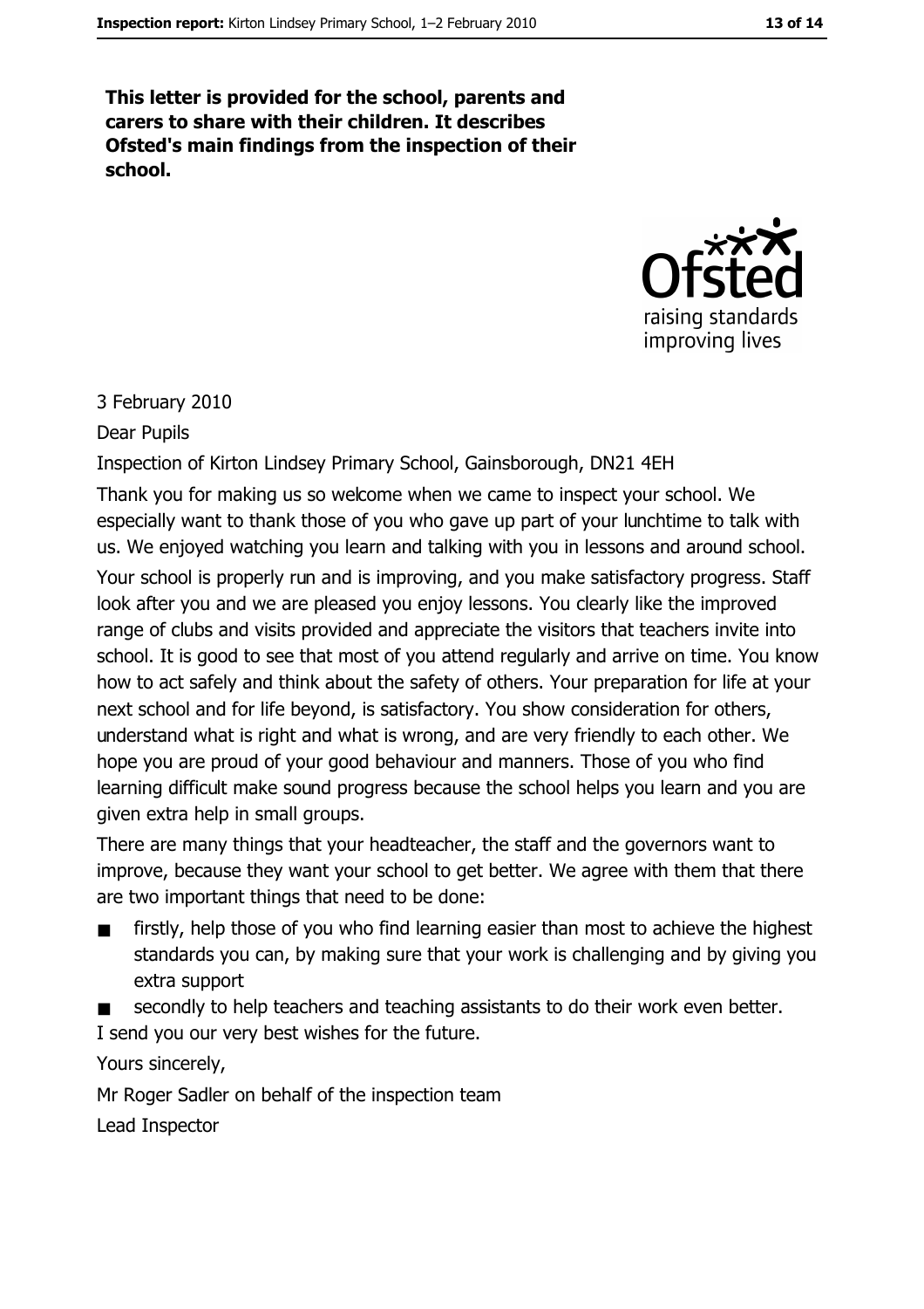**This letter is provided for the school, parents and carers to share with their children. It describes Ofsted's main findings from the inspection of their school.**

3 February 2010

Dear Pupils

Inspection of Kirton Lindsey Primary School, Gainsborough, DN21 4EH

Thank you for making us so welcome when we came to inspect your school. We especially want to thank those of you who gave up part of your lunchtime to talk with us. We enjoyed watching you learn and talking with you in lessons and around school.

Your school is properly run and is improving, and you make satisfactory progress. Staff look after you and we are pleased you enjoy lessons. You clearly like the improved range of clubs and visits provided and appreciate the visitors that teachers invite into school. It is good to see that most of you attend regularly and arrive on time. You know how to act safely and think about the safety of others. Your preparation for life at your next school and for life beyond, is satisfactory. You show consideration for others, understand what is right and what is wrong, and are very friendly to each other. We hope you are proud of your good behaviour and manners. Those of you who find learning difficult make sound progress because the school helps you learn and you are given extra help in small groups.

There are many things that your headteacher, the staff and the governors want to improve, because they want your school to get better. We agree with them that there are two important things that need to be done:

- firstly, help those of you who find learning easier than most to achieve the highest standards you can, by making sure that your work is challenging and by giving you extra support
- secondly to help teachers and teaching assistants to do their work even better.

I send you our very best wishes for the future.

Yours sincerely,

Mr Roger Sadler on behalf of the inspection team

Lead Inspector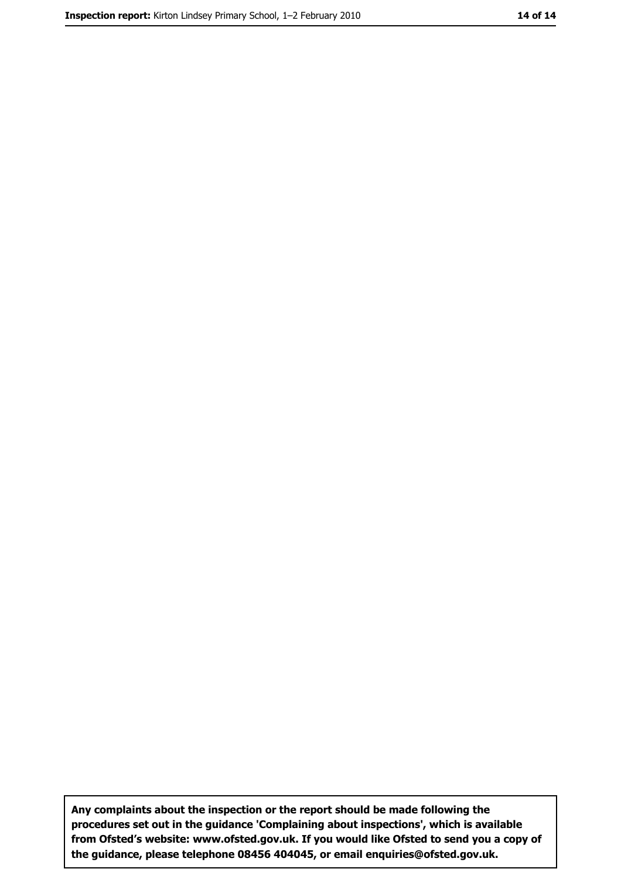**Any complaints about the inspection or the report should be made following the procedures set out in the guidance 'Complaining about inspections', which is available from Ofsted's website: www.ofsted.gov.uk. If you would like Ofsted to send you a copy of the guidance, please telephone 08456 404045, or email enquiries@ofsted.gov.uk.**